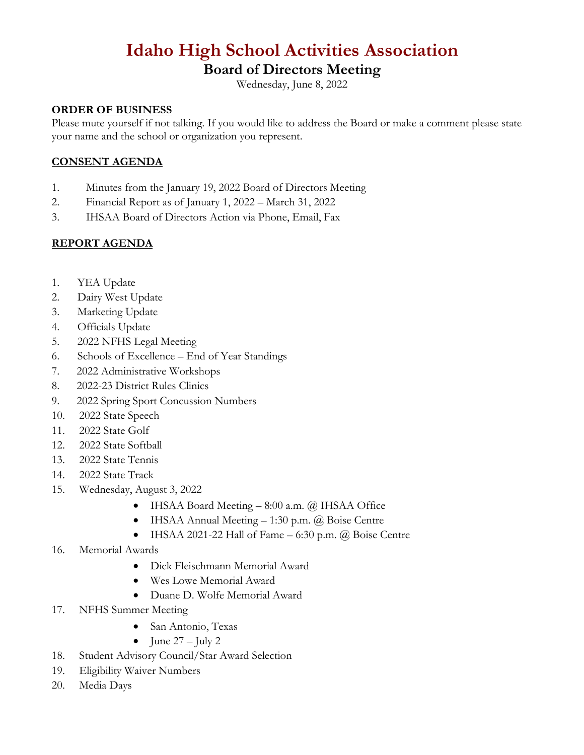# Idaho High School Activities Association

## Board of Directors Meeting

Wednesday, June 8, 2022

**ORDER OF BUSINESS**

Please mute yourself if not talking. If you would like to address the Board or make a comment please state your name and the school or organization you represent.

**CONSENT AGENDA**

1. Minutes from the January 19, 2022 Board of Directors Meeting
2. Financial Report as of January 1, 2022 – March 31, 2022
3. IHSAA Board of Directors Action via Phone, Email, Fax

**REPORT AGENDA**

1. YEA Update
2. Dairy West Update
3. Marketing Update
4. Officials Update
5. 2022 NFHS Legal Meeting
6. Schools of Excellence – End of Year Standings
7. 2022 Administrative Workshops
8. 2022-23 District Rules Clinics
9. 2022 Spring Sport Concussion Numbers
10. 2022 State Speech
11. 2022 State Golf
12. 2022 State Softball
13. 2022 State Tennis
14. 2022 State Track
15. Wednesday, August 3, 2022
    - IHSAA Board Meeting – 8:00 a.m. @ IHSAA Office
    - IHSAA Annual Meeting – 1:30 p.m. @ Boise Centre
    - IHSAA 2021-22 Hall of Fame – 6:30 p.m. @ Boise Centre
16. Memorial Awards
    - Dick Fleischmann Memorial Award
    - Wes Lowe Memorial Award
    - Duane D. Wolfe Memorial Award
17. NFHS Summer Meeting
    - San Antonio, Texas
    - June 27 – July 2
18. Student Advisory Council/Star Award Selection
19. Eligibility Waiver Numbers
20. Media Days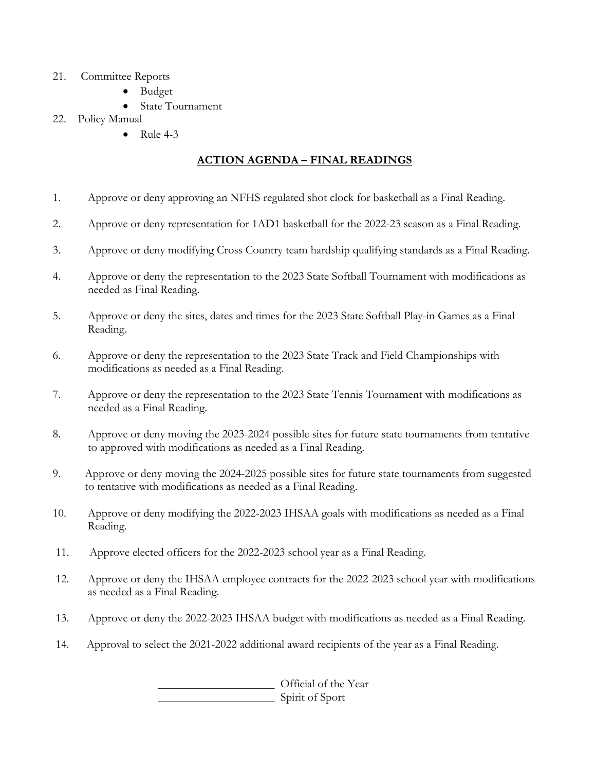21. Committee Reports
    - Budget
    - State Tournament
22. Policy Manual
    - Rule 4-3

## ACTION AGENDA – FINAL READINGS

1. Approve or deny approving an NFHS regulated shot clock for basketball as a Final Reading.
2. Approve or deny representation for 1AD1 basketball for the 2022-23 season as a Final Reading.
3. Approve or deny modifying Cross Country team hardship qualifying standards as a Final Reading.
4. Approve or deny the representation to the 2023 State Softball Tournament with modifications as needed as Final Reading.
5. Approve or deny the sites, dates and times for the 2023 State Softball Play-in Games as a Final Reading.
6. Approve or deny the representation to the 2023 State Track and Field Championships with modifications as needed as a Final Reading.
7. Approve or deny the representation to the 2023 State Tennis Tournament with modifications as needed as a Final Reading.
8. Approve or deny moving the 2023-2024 possible sites for future state tournaments from tentative to approved with modifications as needed as a Final Reading.
9. Approve or deny moving the 2024-2025 possible sites for future state tournaments from suggested to tentative with modifications as needed as a Final Reading.
10. Approve or deny modifying the 2022-2023 IHSAA goals with modifications as needed as a Final Reading.
11. Approve elected officers for the 2022-2023 school year as a Final Reading.
12. Approve or deny the IHSAA employee contracts for the 2022-2023 school year with modifications as needed as a Final Reading.
13. Approve or deny the 2022-2023 IHSAA budget with modifications as needed as a Final Reading.
14. Approval to select the 2021-2022 additional award recipients of the year as a Final Reading.

____________________ Official of the Year
____________________ Spirit of Sport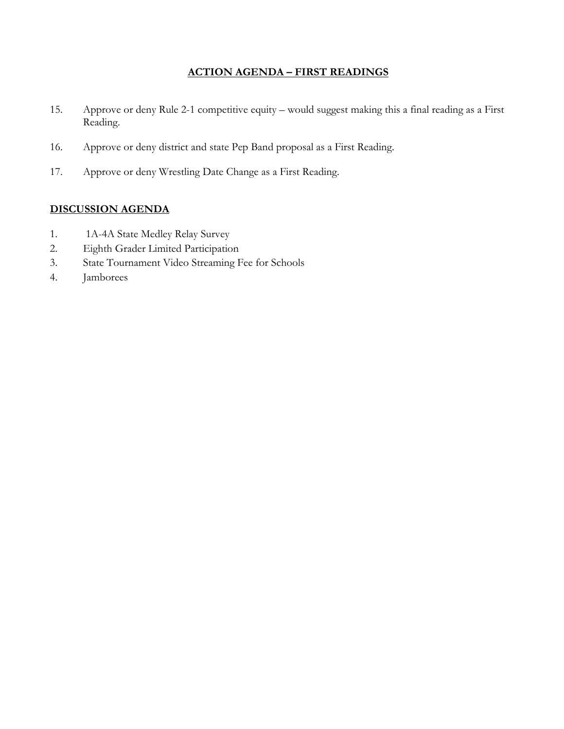## ACTION AGENDA – FIRST READINGS

15. Approve or deny Rule 2-1 competitive equity – would suggest making this a final reading as a First Reading.

16. Approve or deny district and state Pep Band proposal as a First Reading.

17. Approve or deny Wrestling Date Change as a First Reading.

## DISCUSSION AGENDA

1. 1A-4A State Medley Relay Survey
2. Eighth Grader Limited Participation
3. State Tournament Video Streaming Fee for Schools
4. Jamborees